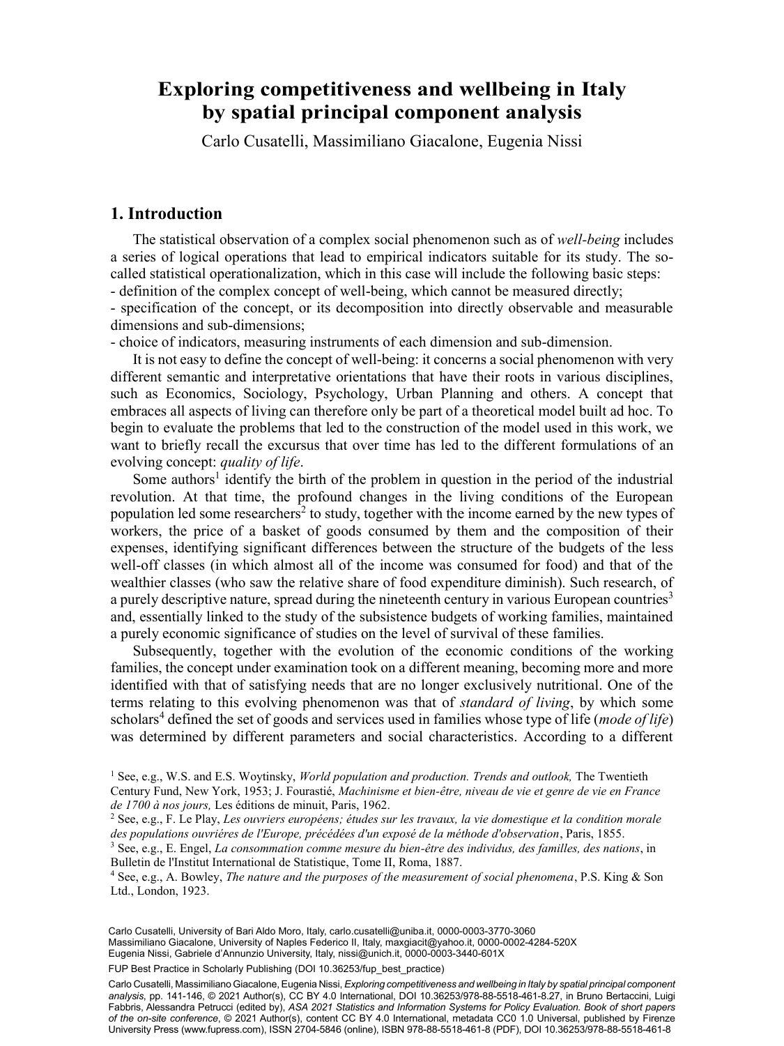# Exploring competitiveness and wellbeing in Italy by spatial principal component analysis

Carlo Cusatelli, Massimiliano Giacalone, Eugenia Nissi

## 1. Introduction

The statistical observation of a complex social phenomenon such as of *well-being* includes a series of logical operations that lead to empirical indicators suitable for its study. The so-called statistical operationalization, which in this case will include the following basic steps:
- definition of the complex concept of well-being, which cannot be measured directly;
- specification of the concept, or its decomposition into directly observable and measurable dimensions and sub-dimensions;
- choice of indicators, measuring instruments of each dimension and sub-dimension.

It is not easy to define the concept of well-being: it concerns a social phenomenon with very different semantic and interpretative orientations that have their roots in various disciplines, such as Economics, Sociology, Psychology, Urban Planning and others. A concept that embraces all aspects of living can therefore only be part of a theoretical model built ad hoc. To begin to evaluate the problems that led to the construction of the model used in this work, we want to briefly recall the excursus that over time has led to the different formulations of an evolving concept: *quality of life*.

Some authors[1] identify the birth of the problem in question in the period of the industrial revolution. At that time, the profound changes in the living conditions of the European population led some researchers[2] to study, together with the income earned by the new types of workers, the price of a basket of goods consumed by them and the composition of their expenses, identifying significant differences between the structure of the budgets of the less well-off classes (in which almost all of the income was consumed for food) and that of the wealthier classes (who saw the relative share of food expenditure diminish). Such research, of a purely descriptive nature, spread during the nineteenth century in various European countries[3] and, essentially linked to the study of the subsistence budgets of working families, maintained a purely economic significance of studies on the level of survival of these families.

Subsequently, together with the evolution of the economic conditions of the working families, the concept under examination took on a different meaning, becoming more and more identified with that of satisfying needs that are no longer exclusively nutritional. One of the terms relating to this evolving phenomenon was that of *standard of living*, by which some scholars[4] defined the set of goods and services used in families whose type of life (*mode of life*) was determined by different parameters and social characteristics. According to a different

---

[1] See, e.g., W.S. and E.S. Woytinsky, *World population and production. Trends and outlook,* The Twentieth Century Fund, New York, 1953; J. Fourastié, *Machinisme et bien-être, niveau de vie et genre de vie en France de 1700 à nos jours,* Les éditions de minuit, Paris, 1962.

[2] See, e.g., F. Le Play, *Les ouvriers européens; études sur les travaux, la vie domestique et la condition morale des populations ouvriéres de l'Europe, précédées d'un exposé de la méthode d'observation*, Paris, 1855.

[3] See, e.g., E. Engel, *La consommation comme mesure du bien-être des individus, des familles, des nations*, in Bulletin de l'Institut International de Statistique, Tome II, Roma, 1887.

[4] See, e.g., A. Bowley, *The nature and the purposes of the measurement of social phenomena*, P.S. King & Son Ltd., London, 1923.

Carlo Cusatelli, University of Bari Aldo Moro, Italy, carlo.cusatelli@uniba.it, 0000-0003-3770-3060
Massimiliano Giacalone, University of Naples Federico II, Italy, maxgiacit@yahoo.it, 0000-0002-4284-520X
Eugenia Nissi, Gabriele d'Annunzio University, Italy, nissi@unich.it, 0000-0003-3440-601X

FUP Best Practice in Scholarly Publishing (DOI 10.36253/fup_best_practice)

Carlo Cusatelli, Massimiliano Giacalone, Eugenia Nissi, *Exploring competitiveness and wellbeing in Italy by spatial principal component analysis*, pp. 141-146, © 2021 Author(s), CC BY 4.0 International, DOI 10.36253/978-88-5518-461-8.27, in Bruno Bertaccini, Luigi Fabbris, Alessandra Petrucci (edited by), *ASA 2021 Statistics and Information Systems for Policy Evaluation. Book of short papers of the on-site conference*, © 2021 Author(s), content CC BY 4.0 International, metadata CC0 1.0 Universal, published by Firenze University Press (www.fupress.com), ISSN 2704-5846 (online), ISBN 978-88-5518-461-8 (PDF), DOI 10.36253/978-88-5518-461-8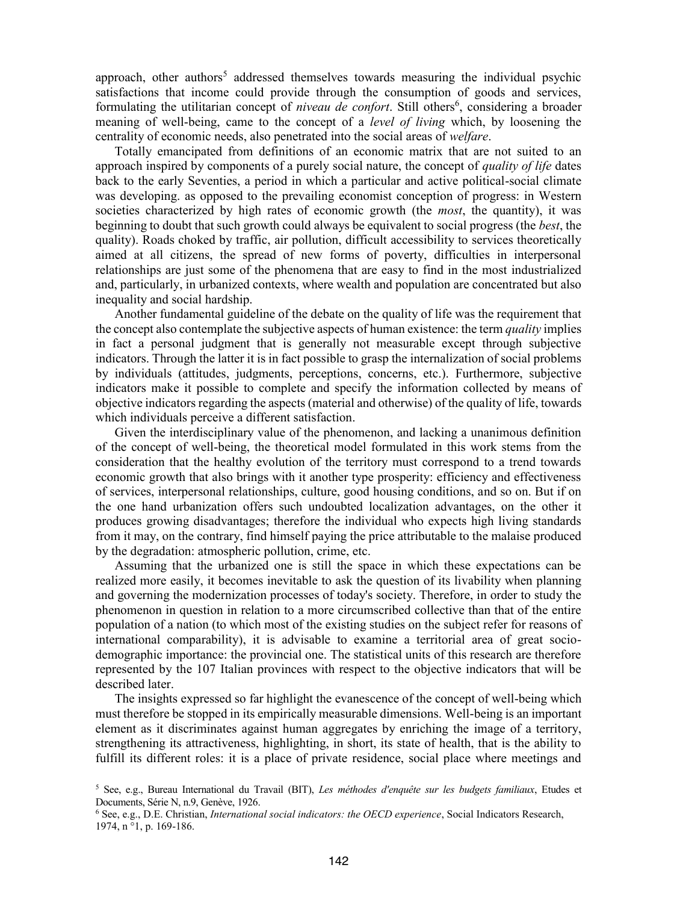approach, other authors[5] addressed themselves towards measuring the individual psychic satisfactions that income could provide through the consumption of goods and services, formulating the utilitarian concept of *niveau de confort*. Still others[6], considering a broader meaning of well-being, came to the concept of a *level of living* which, by loosening the centrality of economic needs, also penetrated into the social areas of *welfare*.

Totally emancipated from definitions of an economic matrix that are not suited to an approach inspired by components of a purely social nature, the concept of *quality of life* dates back to the early Seventies, a period in which a particular and active political-social climate was developing. as opposed to the prevailing economist conception of progress: in Western societies characterized by high rates of economic growth (the *most*, the quantity), it was beginning to doubt that such growth could always be equivalent to social progress (the *best*, the quality). Roads choked by traffic, air pollution, difficult accessibility to services theoretically aimed at all citizens, the spread of new forms of poverty, difficulties in interpersonal relationships are just some of the phenomena that are easy to find in the most industrialized and, particularly, in urbanized contexts, where wealth and population are concentrated but also inequality and social hardship.

Another fundamental guideline of the debate on the quality of life was the requirement that the concept also contemplate the subjective aspects of human existence: the term *quality* implies in fact a personal judgment that is generally not measurable except through subjective indicators. Through the latter it is in fact possible to grasp the internalization of social problems by individuals (attitudes, judgments, perceptions, concerns, etc.). Furthermore, subjective indicators make it possible to complete and specify the information collected by means of objective indicators regarding the aspects (material and otherwise) of the quality of life, towards which individuals perceive a different satisfaction.

Given the interdisciplinary value of the phenomenon, and lacking a unanimous definition of the concept of well-being, the theoretical model formulated in this work stems from the consideration that the healthy evolution of the territory must correspond to a trend towards economic growth that also brings with it another type prosperity: efficiency and effectiveness of services, interpersonal relationships, culture, good housing conditions, and so on. But if on the one hand urbanization offers such undoubted localization advantages, on the other it produces growing disadvantages; therefore the individual who expects high living standards from it may, on the contrary, find himself paying the price attributable to the malaise produced by the degradation: atmospheric pollution, crime, etc.

Assuming that the urbanized one is still the space in which these expectations can be realized more easily, it becomes inevitable to ask the question of its livability when planning and governing the modernization processes of today's society. Therefore, in order to study the phenomenon in question in relation to a more circumscribed collective than that of the entire population of a nation (to which most of the existing studies on the subject refer for reasons of international comparability), it is advisable to examine a territorial area of great socio-demographic importance: the provincial one. The statistical units of this research are therefore represented by the 107 Italian provinces with respect to the objective indicators that will be described later.

The insights expressed so far highlight the evanescence of the concept of well-being which must therefore be stopped in its empirically measurable dimensions. Well-being is an important element as it discriminates against human aggregates by enriching the image of a territory, strengthening its attractiveness, highlighting, in short, its state of health, that is the ability to fulfill its different roles: it is a place of private residence, social place where meetings and

[5] See, e.g., Bureau International du Travail (BIT), *Les méthodes d'enquête sur les budgets familiaux*, Etudes et Documents, Série N, n.9, Genève, 1926.

[6] See, e.g., D.E. Christian, *International social indicators: the OECD experience*, Social Indicators Research, 1974, n °1, p. 169-186.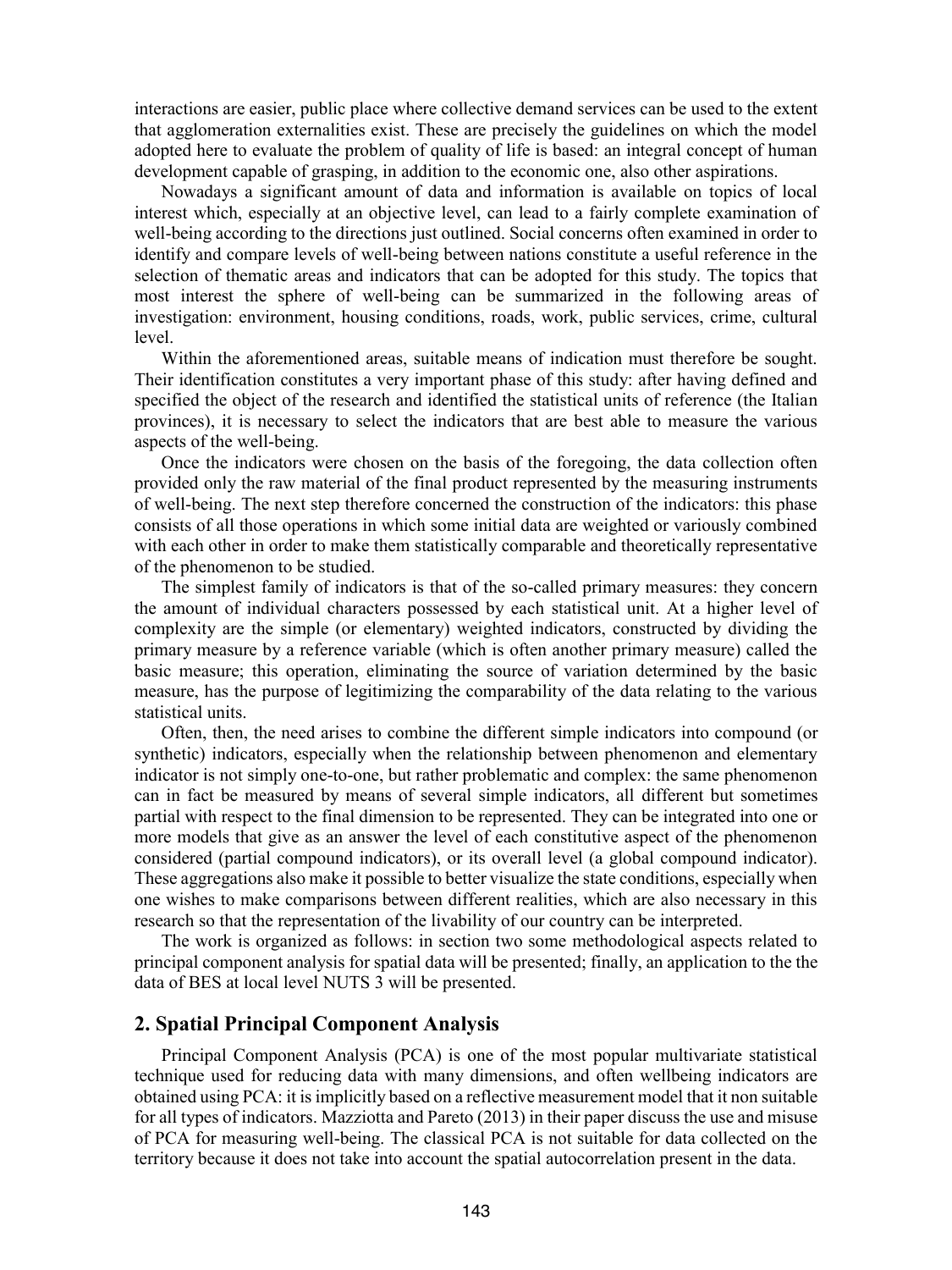interactions are easier, public place where collective demand services can be used to the extent that agglomeration externalities exist. These are precisely the guidelines on which the model adopted here to evaluate the problem of quality of life is based: an integral concept of human development capable of grasping, in addition to the economic one, also other aspirations.

Nowadays a significant amount of data and information is available on topics of local interest which, especially at an objective level, can lead to a fairly complete examination of well-being according to the directions just outlined. Social concerns often examined in order to identify and compare levels of well-being between nations constitute a useful reference in the selection of thematic areas and indicators that can be adopted for this study. The topics that most interest the sphere of well-being can be summarized in the following areas of investigation: environment, housing conditions, roads, work, public services, crime, cultural level.

Within the aforementioned areas, suitable means of indication must therefore be sought. Their identification constitutes a very important phase of this study: after having defined and specified the object of the research and identified the statistical units of reference (the Italian provinces), it is necessary to select the indicators that are best able to measure the various aspects of the well-being.

Once the indicators were chosen on the basis of the foregoing, the data collection often provided only the raw material of the final product represented by the measuring instruments of well-being. The next step therefore concerned the construction of the indicators: this phase consists of all those operations in which some initial data are weighted or variously combined with each other in order to make them statistically comparable and theoretically representative of the phenomenon to be studied.

The simplest family of indicators is that of the so-called primary measures: they concern the amount of individual characters possessed by each statistical unit. At a higher level of complexity are the simple (or elementary) weighted indicators, constructed by dividing the primary measure by a reference variable (which is often another primary measure) called the basic measure; this operation, eliminating the source of variation determined by the basic measure, has the purpose of legitimizing the comparability of the data relating to the various statistical units.

Often, then, the need arises to combine the different simple indicators into compound (or synthetic) indicators, especially when the relationship between phenomenon and elementary indicator is not simply one-to-one, but rather problematic and complex: the same phenomenon can in fact be measured by means of several simple indicators, all different but sometimes partial with respect to the final dimension to be represented. They can be integrated into one or more models that give as an answer the level of each constitutive aspect of the phenomenon considered (partial compound indicators), or its overall level (a global compound indicator). These aggregations also make it possible to better visualize the state conditions, especially when one wishes to make comparisons between different realities, which are also necessary in this research so that the representation of the livability of our country can be interpreted.

The work is organized as follows: in section two some methodological aspects related to principal component analysis for spatial data will be presented; finally, an application to the the data of BES at local level NUTS 3 will be presented.

## 2. Spatial Principal Component Analysis

Principal Component Analysis (PCA) is one of the most popular multivariate statistical technique used for reducing data with many dimensions, and often wellbeing indicators are obtained using PCA: it is implicitly based on a reflective measurement model that it non suitable for all types of indicators. Mazziotta and Pareto (2013) in their paper discuss the use and misuse of PCA for measuring well-being. The classical PCA is not suitable for data collected on the territory because it does not take into account the spatial autocorrelation present in the data.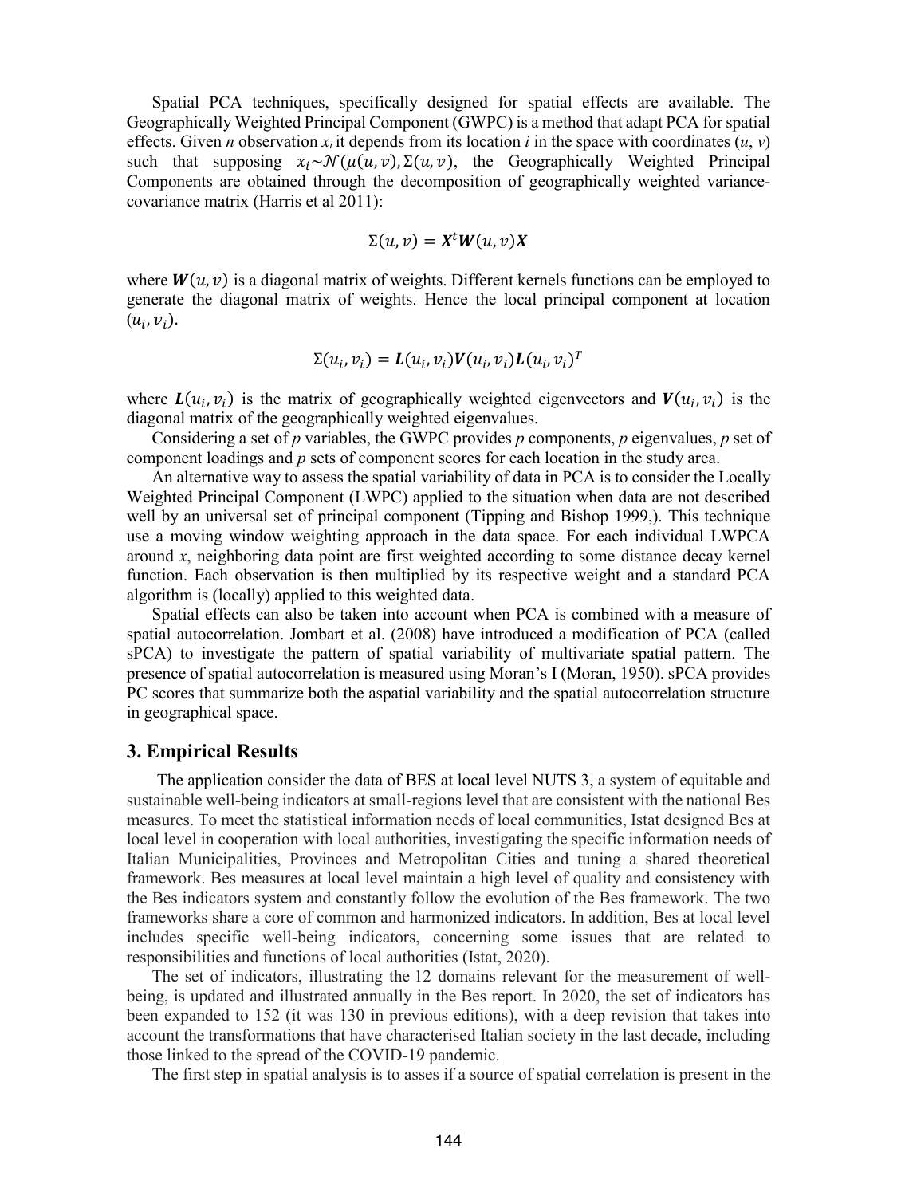Spatial PCA techniques, specifically designed for spatial effects are available. The Geographically Weighted Principal Component (GWPC) is a method that adapt PCA for spatial effects. Given *n* observation $x_i$ it depends from its location *i* in the space with coordinates $(u, v)$ such that supposing $x_i \sim \mathcal{N}(\mu(u,v), \Sigma(u,v))$, the Geographically Weighted Principal Components are obtained through the decomposition of geographically weighted variance-covariance matrix (Harris et al 2011):

$$\Sigma(u,v) = \boldsymbol{X}^t \boldsymbol{W}(u,v) \boldsymbol{X}$$

where $\boldsymbol{W}(u,v)$ is a diagonal matrix of weights. Different kernels functions can be employed to generate the diagonal matrix of weights. Hence the local principal component at location $(u_i, v_i)$.

$$\Sigma(u_i, v_i) = \boldsymbol{L}(u_i, v_i) \boldsymbol{V}(u_i, v_i) \boldsymbol{L}(u_i, v_i)^T$$

where $\boldsymbol{L}(u_i, v_i)$ is the matrix of geographically weighted eigenvectors and $\boldsymbol{V}(u_i, v_i)$ is the diagonal matrix of the geographically weighted eigenvalues.

Considering a set of *p* variables, the GWPC provides *p* components, *p* eigenvalues, *p* set of component loadings and *p* sets of component scores for each location in the study area.

An alternative way to assess the spatial variability of data in PCA is to consider the Locally Weighted Principal Component (LWPC) applied to the situation when data are not described well by an universal set of principal component (Tipping and Bishop 1999,). This technique use a moving window weighting approach in the data space. For each individual LWPCA around *x*, neighboring data point are first weighted according to some distance decay kernel function. Each observation is then multiplied by its respective weight and a standard PCA algorithm is (locally) applied to this weighted data.

Spatial effects can also be taken into account when PCA is combined with a measure of spatial autocorrelation. Jombart et al. (2008) have introduced a modification of PCA (called sPCA) to investigate the pattern of spatial variability of multivariate spatial pattern. The presence of spatial autocorrelation is measured using Moran's I (Moran, 1950). sPCA provides PC scores that summarize both the aspatial variability and the spatial autocorrelation structure in geographical space.

## 3. Empirical Results

The application consider the data of BES at local level NUTS 3, a system of equitable and sustainable well-being indicators at small-regions level that are consistent with the national Bes measures. To meet the statistical information needs of local communities, Istat designed Bes at local level in cooperation with local authorities, investigating the specific information needs of Italian Municipalities, Provinces and Metropolitan Cities and tuning a shared theoretical framework. Bes measures at local level maintain a high level of quality and consistency with the Bes indicators system and constantly follow the evolution of the Bes framework. The two frameworks share a core of common and harmonized indicators. In addition, Bes at local level includes specific well-being indicators, concerning some issues that are related to responsibilities and functions of local authorities (Istat, 2020).

The set of indicators, illustrating the 12 domains relevant for the measurement of well-being, is updated and illustrated annually in the Bes report. In 2020, the set of indicators has been expanded to 152 (it was 130 in previous editions), with a deep revision that takes into account the transformations that have characterised Italian society in the last decade, including those linked to the spread of the COVID-19 pandemic.

The first step in spatial analysis is to asses if a source of spatial correlation is present in the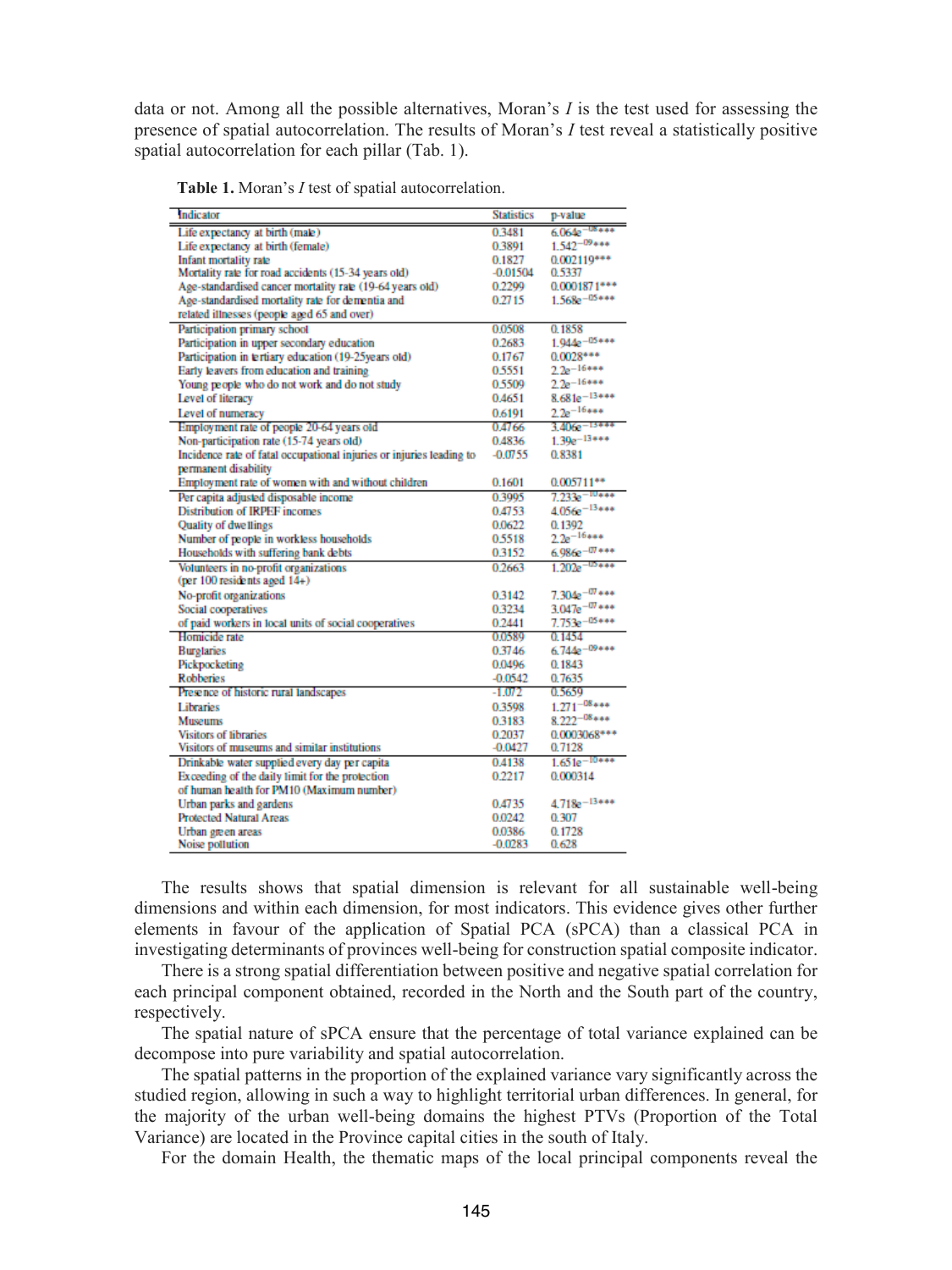data or not. Among all the possible alternatives, Moran's *I* is the test used for assessing the presence of spatial autocorrelation. The results of Moran's *I* test reveal a statistically positive spatial autocorrelation for each pillar (Tab. 1).

**Table 1.** Moran's *I* test of spatial autocorrelation.

| Indicator | Statistics | p-value |
|---|---|---|
| Life expectancy at birth (male) | 0.3481 | $6.064e^{-08}$*** |
| Life expectancy at birth (female) | 0.3891 | $1.542^{-09}$*** |
| Infant mortality rate | 0.1827 | 0.002119*** |
| Mortality rate for road accidents (15-34 years old) | -0.01504 | 0.5337 |
| Age-standardised cancer mortality rate (19-64 years old) | 0.2299 | 0.0001871*** |
| Age-standardised mortality rate for dementia and related illnesses (people aged 65 and over) | 0.2715 | $1.568e^{-05}$*** |
| Participation primary school | 0.0508 | 0.1858 |
| Participation in upper secondary education | 0.2683 | $1.944e^{-05}$*** |
| Participation in tertiary education (19-25years old) | 0.1767 | 0.0028*** |
| Early leavers from education and training | 0.5551 | $2.2e^{-16}$*** |
| Young people who do not work and do not study | 0.5509 | $2.2e^{-16}$*** |
| Level of literacy | 0.4651 | $8.681e^{-13}$*** |
| Level of numeracy | 0.6191 | $2.2e^{-16}$*** |
| Employment rate of people 20-64 years old | 0.4766 | $3.406e^{-13}$*** |
| Non-participation rate (15-74 years old) | 0.4836 | $1.39e^{-13}$*** |
| Incidence rate of fatal occupational injuries or injuries leading to permanent disability | -0.0755 | 0.8381 |
| Employment rate of women with and without children | 0.1601 | 0.005711** |
| Per capita adjusted disposable income | 0.3995 | $7.233e^{-10}$*** |
| Distribution of IRPEF incomes | 0.4753 | $4.056e^{-13}$*** |
| Quality of dwellings | 0.0622 | 0.1392 |
| Number of people in workless households | 0.5518 | $2.2e^{-16}$*** |
| Households with suffering bank debts | 0.3152 | $6.986e^{-07}$*** |
| Volunteers in no-profit organizations (per 100 residents aged 14+) | 0.2663 | $1.202e^{-05}$*** |
| No-profit organizations | 0.3142 | $7.304e^{-07}$*** |
| Social cooperatives | 0.3234 | $3.047e^{-07}$*** |
| of paid workers in local units of social cooperatives | 0.2441 | $7.753e^{-05}$*** |
| Homicide rate | 0.0589 | 0.1454 |
| Burglaries | 0.3746 | $6.744e^{-09}$*** |
| Pickpocketing | 0.0496 | 0.1843 |
| Robberies | -0.0542 | 0.7635 |
| Presence of historic rural landscapes | -1.072 | 0.5659 |
| Libraries | 0.3598 | $1.271^{-08}$*** |
| Museums | 0.3183 | $8.222^{-08}$*** |
| Visitors of libraries | 0.2037 | 0.0003068*** |
| Visitors of museums and similar institutions | -0.0427 | 0.7128 |
| Drinkable water supplied every day per capita | 0.4138 | $1.651e^{-10}$*** |
| Exceeding of the daily limit for the protection of human health for PM10 (Maximum number) | 0.2217 | 0.000314 |
| Urban parks and gardens | 0.4735 | $4.718e^{-13}$*** |
| Protected Natural Areas | 0.0242 | 0.307 |
| Urban green areas | 0.0386 | 0.1728 |
| Noise pollution | -0.0283 | 0.628 |

The results shows that spatial dimension is relevant for all sustainable well-being dimensions and within each dimension, for most indicators. This evidence gives other further elements in favour of the application of Spatial PCA (sPCA) than a classical PCA in investigating determinants of provinces well-being for construction spatial composite indicator.

There is a strong spatial differentiation between positive and negative spatial correlation for each principal component obtained, recorded in the North and the South part of the country, respectively.

The spatial nature of sPCA ensure that the percentage of total variance explained can be decompose into pure variability and spatial autocorrelation.

The spatial patterns in the proportion of the explained variance vary significantly across the studied region, allowing in such a way to highlight territorial urban differences. In general, for the majority of the urban well-being domains the highest PTVs (Proportion of the Total Variance) are located in the Province capital cities in the south of Italy.

For the domain Health, the thematic maps of the local principal components reveal the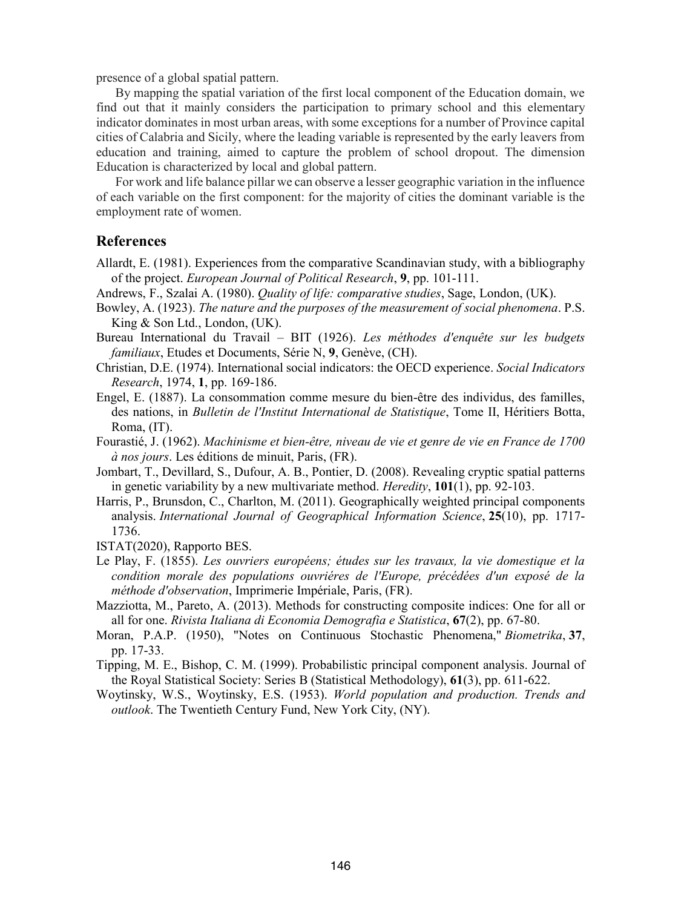presence of a global spatial pattern.

By mapping the spatial variation of the first local component of the Education domain, we find out that it mainly considers the participation to primary school and this elementary indicator dominates in most urban areas, with some exceptions for a number of Province capital cities of Calabria and Sicily, where the leading variable is represented by the early leavers from education and training, aimed to capture the problem of school dropout. The dimension Education is characterized by local and global pattern.

For work and life balance pillar we can observe a lesser geographic variation in the influence of each variable on the first component: for the majority of cities the dominant variable is the employment rate of women.

## References

Allardt, E. (1981). Experiences from the comparative Scandinavian study, with a bibliography of the project. *European Journal of Political Research*, **9**, pp. 101-111.

Andrews, F., Szalai A. (1980). *Quality of life: comparative studies*, Sage, London, (UK).

Bowley, A. (1923). *The nature and the purposes of the measurement of social phenomena*. P.S. King & Son Ltd., London, (UK).

Bureau International du Travail – BIT (1926). *Les méthodes d'enquête sur les budgets familiaux*, Etudes et Documents, Série N, **9**, Genève, (CH).

Christian, D.E. (1974). International social indicators: the OECD experience. *Social Indicators Research*, 1974, **1**, pp. 169-186.

Engel, E. (1887). La consommation comme mesure du bien-être des individus, des familles, des nations, in *Bulletin de l'Institut International de Statistique*, Tome II, Héritiers Botta, Roma, (IT).

Fourastié, J. (1962). *Machinisme et bien-être, niveau de vie et genre de vie en France de 1700 à nos jours*. Les éditions de minuit, Paris, (FR).

Jombart, T., Devillard, S., Dufour, A. B., Pontier, D. (2008). Revealing cryptic spatial patterns in genetic variability by a new multivariate method. *Heredity*, **101**(1), pp. 92-103.

Harris, P., Brunsdon, C., Charlton, M. (2011). Geographically weighted principal components analysis. *International Journal of Geographical Information Science*, **25**(10), pp. 1717-1736.

ISTAT(2020), Rapporto BES.

Le Play, F. (1855). *Les ouvriers européens; études sur les travaux, la vie domestique et la condition morale des populations ouvriéres de l'Europe, précédées d'un exposé de la méthode d'observation*, Imprimerie Impériale, Paris, (FR).

Mazziotta, M., Pareto, A. (2013). Methods for constructing composite indices: One for all or all for one. *Rivista Italiana di Economia Demografia e Statistica*, **67**(2), pp. 67-80.

Moran, P.A.P. (1950), "Notes on Continuous Stochastic Phenomena," *Biometrika*, **37**, pp. 17-33.

Tipping, M. E., Bishop, C. M. (1999). Probabilistic principal component analysis. Journal of the Royal Statistical Society: Series B (Statistical Methodology), **61**(3), pp. 611-622.

Woytinsky, W.S., Woytinsky, E.S. (1953). *World population and production. Trends and outlook*. The Twentieth Century Fund, New York City, (NY).